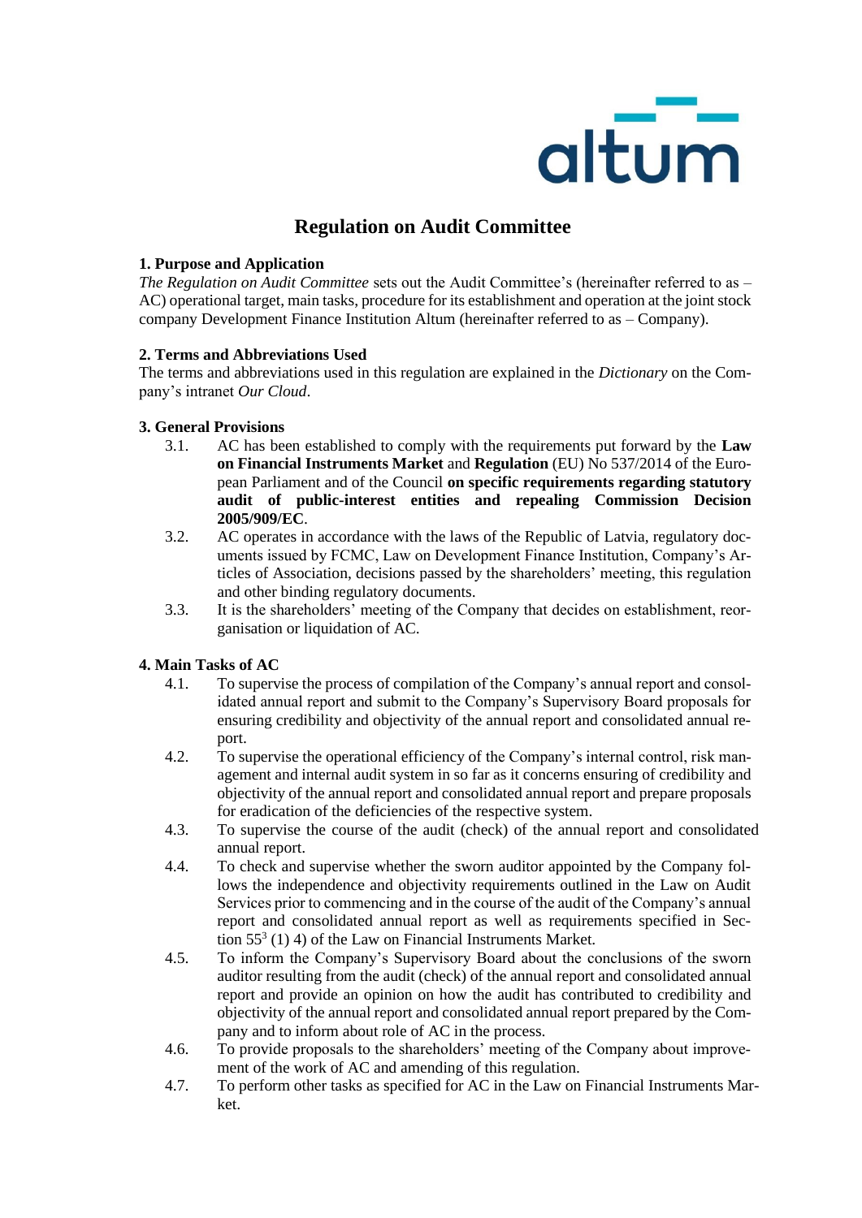# Regulation on Audit Committee

## 1. Purpose and Application

*The Regulation on Audit Committee* sets out the Audit Committee's (hereinafter referred to as – AC) operational target, main tasks, procedure for its establishment and operation at the joint stock company Development Finance Institution Altum (hereinafter referred to as – Company).

## 2. Terms and Abbreviations Used

The terms and abbreviations used in this regulation are explained in the *Dictionary* on the Company's intranet *Our Cloud*.

## 3. General Provisions

3.1. AC has been established to comply with the requirements put forward by the **Law on Financial Instruments Market** and **Regulation** (EU) No 537/2014 of the European Parliament and of the Council **on specific requirements regarding statutory audit of public-interest entities and repealing Commission Decision 2005/909/EC**.

3.2. AC operates in accordance with the laws of the Republic of Latvia, regulatory documents issued by FCMC, Law on Development Finance Institution, Company's Articles of Association, decisions passed by the shareholders' meeting, this regulation and other binding regulatory documents.

3.3. It is the shareholders' meeting of the Company that decides on establishment, reorganisation or liquidation of AC.

## 4. Main Tasks of AC

4.1. To supervise the process of compilation of the Company's annual report and consolidated annual report and submit to the Company's Supervisory Board proposals for ensuring credibility and objectivity of the annual report and consolidated annual report.

4.2. To supervise the operational efficiency of the Company's internal control, risk management and internal audit system in so far as it concerns ensuring of credibility and objectivity of the annual report and consolidated annual report and prepare proposals for eradication of the deficiencies of the respective system.

4.3. To supervise the course of the audit (check) of the annual report and consolidated annual report.

4.4. To check and supervise whether the sworn auditor appointed by the Company follows the independence and objectivity requirements outlined in the Law on Audit Services prior to commencing and in the course of the audit of the Company's annual report and consolidated annual report as well as requirements specified in Section $55^3$ (1) 4) of the Law on Financial Instruments Market.

4.5. To inform the Company's Supervisory Board about the conclusions of the sworn auditor resulting from the audit (check) of the annual report and consolidated annual report and provide an opinion on how the audit has contributed to credibility and objectivity of the annual report and consolidated annual report prepared by the Company and to inform about role of AC in the process.

4.6. To provide proposals to the shareholders' meeting of the Company about improvement of the work of AC and amending of this regulation.

4.7. To perform other tasks as specified for AC in the Law on Financial Instruments Market.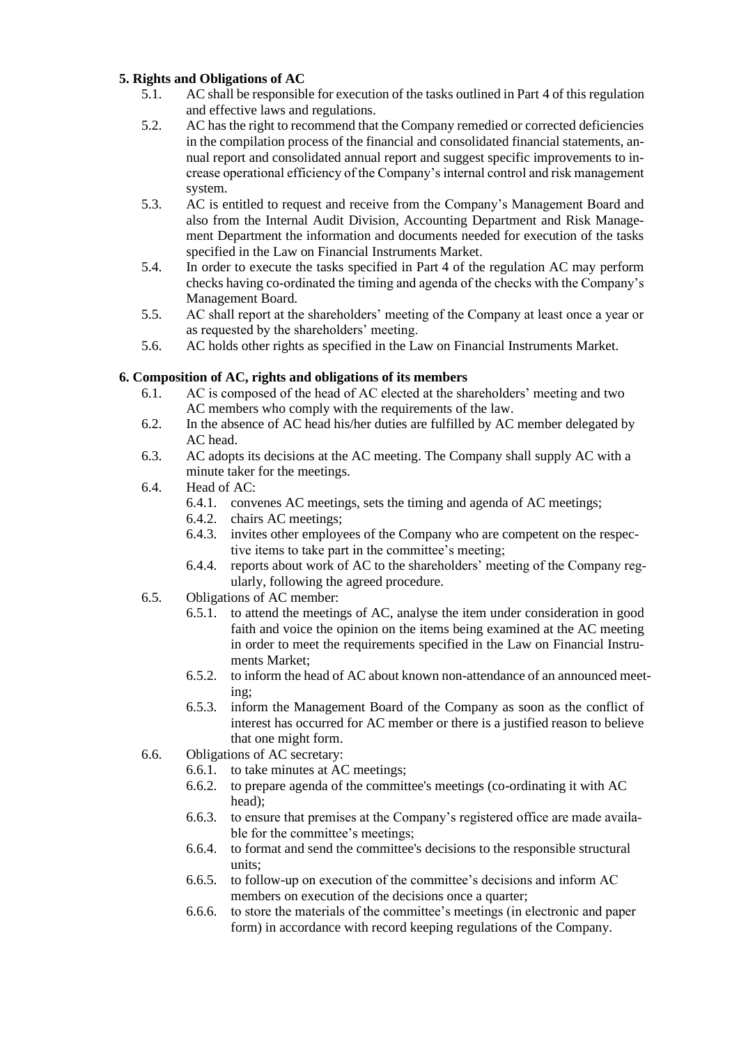## 5. Rights and Obligations of AC

5.1. AC shall be responsible for execution of the tasks outlined in Part 4 of this regulation and effective laws and regulations.

5.2. AC has the right to recommend that the Company remedied or corrected deficiencies in the compilation process of the financial and consolidated financial statements, annual report and consolidated annual report and suggest specific improvements to increase operational efficiency of the Company's internal control and risk management system.

5.3. AC is entitled to request and receive from the Company's Management Board and also from the Internal Audit Division, Accounting Department and Risk Management Department the information and documents needed for execution of the tasks specified in the Law on Financial Instruments Market.

5.4. In order to execute the tasks specified in Part 4 of the regulation AC may perform checks having co-ordinated the timing and agenda of the checks with the Company's Management Board.

5.5. AC shall report at the shareholders' meeting of the Company at least once a year or as requested by the shareholders' meeting.

5.6. AC holds other rights as specified in the Law on Financial Instruments Market.

## 6. Composition of AC, rights and obligations of its members

6.1. AC is composed of the head of AC elected at the shareholders' meeting and two AC members who comply with the requirements of the law.

6.2. In the absence of AC head his/her duties are fulfilled by AC member delegated by AC head.

6.3. AC adopts its decisions at the AC meeting. The Company shall supply AC with a minute taker for the meetings.

6.4. Head of AC:

- 6.4.1. convenes AC meetings, sets the timing and agenda of AC meetings;
- 6.4.2. chairs AC meetings;
- 6.4.3. invites other employees of the Company who are competent on the respective items to take part in the committee's meeting;
- 6.4.4. reports about work of AC to the shareholders' meeting of the Company regularly, following the agreed procedure.

6.5. Obligations of AC member:

- 6.5.1. to attend the meetings of AC, analyse the item under consideration in good faith and voice the opinion on the items being examined at the AC meeting in order to meet the requirements specified in the Law on Financial Instruments Market;
- 6.5.2. to inform the head of AC about known non-attendance of an announced meeting;
- 6.5.3. inform the Management Board of the Company as soon as the conflict of interest has occurred for AC member or there is a justified reason to believe that one might form.

6.6. Obligations of AC secretary:

- 6.6.1. to take minutes at AC meetings;
- 6.6.2. to prepare agenda of the committee's meetings (co-ordinating it with AC head);
- 6.6.3. to ensure that premises at the Company's registered office are made available for the committee's meetings;
- 6.6.4. to format and send the committee's decisions to the responsible structural units;
- 6.6.5. to follow-up on execution of the committee's decisions and inform AC members on execution of the decisions once a quarter;
- 6.6.6. to store the materials of the committee's meetings (in electronic and paper form) in accordance with record keeping regulations of the Company.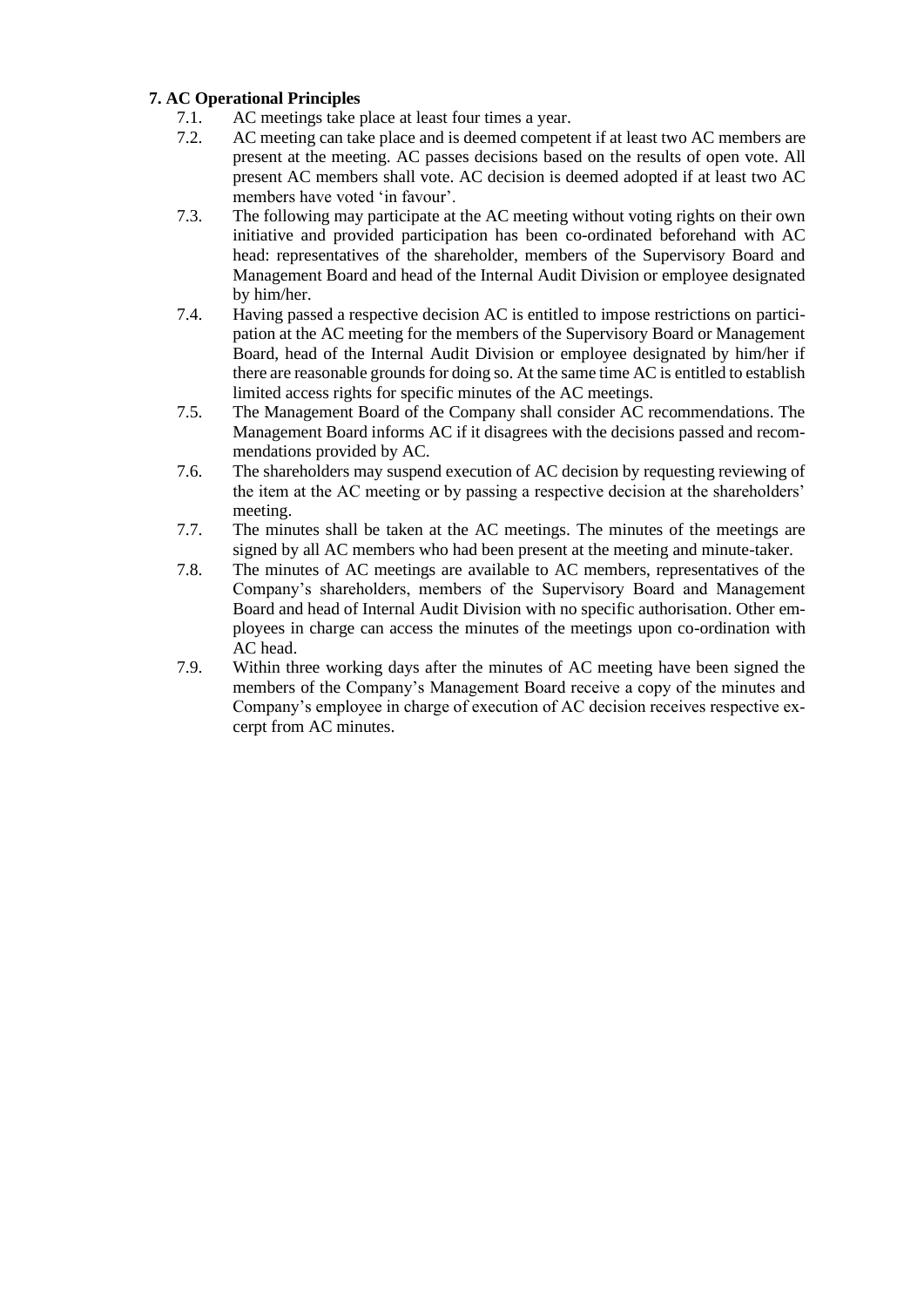### 7. AC Operational Principles

7.1. AC meetings take place at least four times a year.

7.2. AC meeting can take place and is deemed competent if at least two AC members are present at the meeting. AC passes decisions based on the results of open vote. All present AC members shall vote. AC decision is deemed adopted if at least two AC members have voted 'in favour'.

7.3. The following may participate at the AC meeting without voting rights on their own initiative and provided participation has been co-ordinated beforehand with AC head: representatives of the shareholder, members of the Supervisory Board and Management Board and head of the Internal Audit Division or employee designated by him/her.

7.4. Having passed a respective decision AC is entitled to impose restrictions on participation at the AC meeting for the members of the Supervisory Board or Management Board, head of the Internal Audit Division or employee designated by him/her if there are reasonable grounds for doing so. At the same time AC is entitled to establish limited access rights for specific minutes of the AC meetings.

7.5. The Management Board of the Company shall consider AC recommendations. The Management Board informs AC if it disagrees with the decisions passed and recommendations provided by AC.

7.6. The shareholders may suspend execution of AC decision by requesting reviewing of the item at the AC meeting or by passing a respective decision at the shareholders' meeting.

7.7. The minutes shall be taken at the AC meetings. The minutes of the meetings are signed by all AC members who had been present at the meeting and minute-taker.

7.8. The minutes of AC meetings are available to AC members, representatives of the Company's shareholders, members of the Supervisory Board and Management Board and head of Internal Audit Division with no specific authorisation. Other employees in charge can access the minutes of the meetings upon co-ordination with AC head.

7.9. Within three working days after the minutes of AC meeting have been signed the members of the Company's Management Board receive a copy of the minutes and Company's employee in charge of execution of AC decision receives respective excerpt from AC minutes.